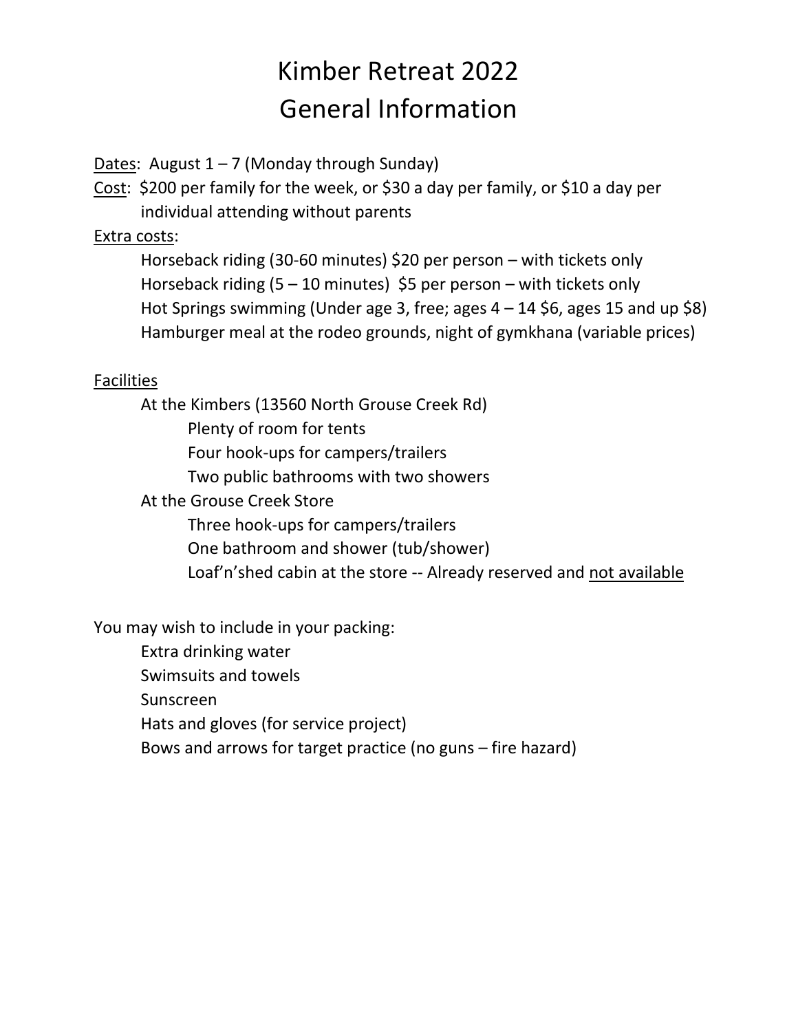# Kimber Retreat 2022
# General Information

<u>Dates</u>: August 1 – 7 (Monday through Sunday)

<u>Cost</u>: $200 per family for the week, or $30 a day per family, or $10 a day per individual attending without parents

<u>Extra costs</u>:

- Horseback riding (30-60 minutes) $20 per person – with tickets only
- Horseback riding (5 – 10 minutes) $5 per person – with tickets only
- Hot Springs swimming (Under age 3, free; ages 4 – 14 $6, ages 15 and up $8)
- Hamburger meal at the rodeo grounds, night of gymkhana (variable prices)

<u>Facilities</u>

- At the Kimbers (13560 North Grouse Creek Rd)
  - Plenty of room for tents
  - Four hook-ups for campers/trailers
  - Two public bathrooms with two showers
- At the Grouse Creek Store
  - Three hook-ups for campers/trailers
  - One bathroom and shower (tub/shower)
  - Loaf'n'shed cabin at the store -- Already reserved and <u>not available</u>

You may wish to include in your packing:

- Extra drinking water
- Swimsuits and towels
- Sunscreen
- Hats and gloves (for service project)
- Bows and arrows for target practice (no guns – fire hazard)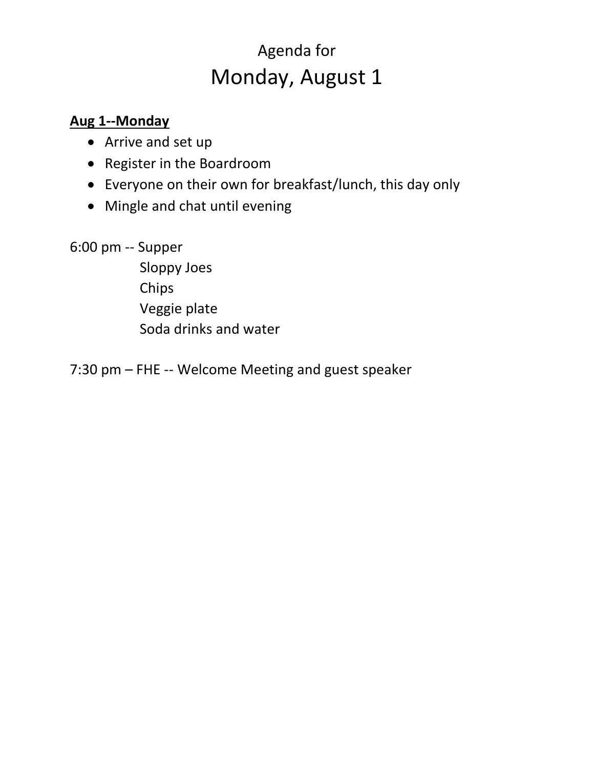# Agenda for
# Monday, August 1

**Aug 1--Monday**

- Arrive and set up
- Register in the Boardroom
- Everyone on their own for breakfast/lunch, this day only
- Mingle and chat until evening

6:00 pm -- Supper

Sloppy Joes
Chips
Veggie plate
Soda drinks and water

7:30 pm – FHE -- Welcome Meeting and guest speaker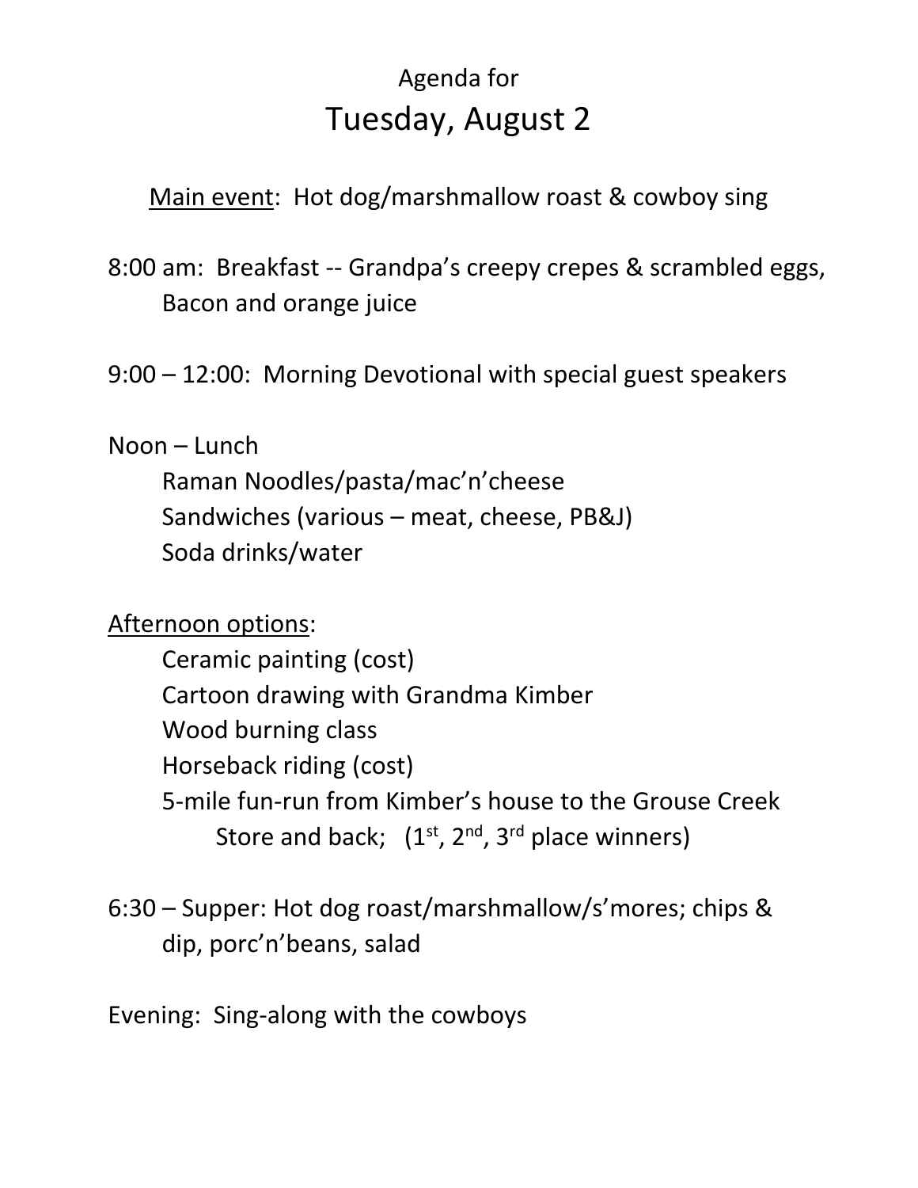Agenda for

# Tuesday, August 2

Main event: Hot dog/marshmallow roast & cowboy sing

8:00 am: Breakfast -- Grandpa's creepy crepes & scrambled eggs, Bacon and orange juice

9:00 – 12:00: Morning Devotional with special guest speakers

Noon – Lunch

- Raman Noodles/pasta/mac'n'cheese
- Sandwiches (various – meat, cheese, PB&J)
- Soda drinks/water

Afternoon options:

- Ceramic painting (cost)
- Cartoon drawing with Grandma Kimber
- Wood burning class
- Horseback riding (cost)
- 5-mile fun-run from Kimber's house to the Grouse Creek Store and back; (1st, 2nd, 3rd place winners)

6:30 – Supper: Hot dog roast/marshmallow/s'mores; chips & dip, porc'n'beans, salad

Evening: Sing-along with the cowboys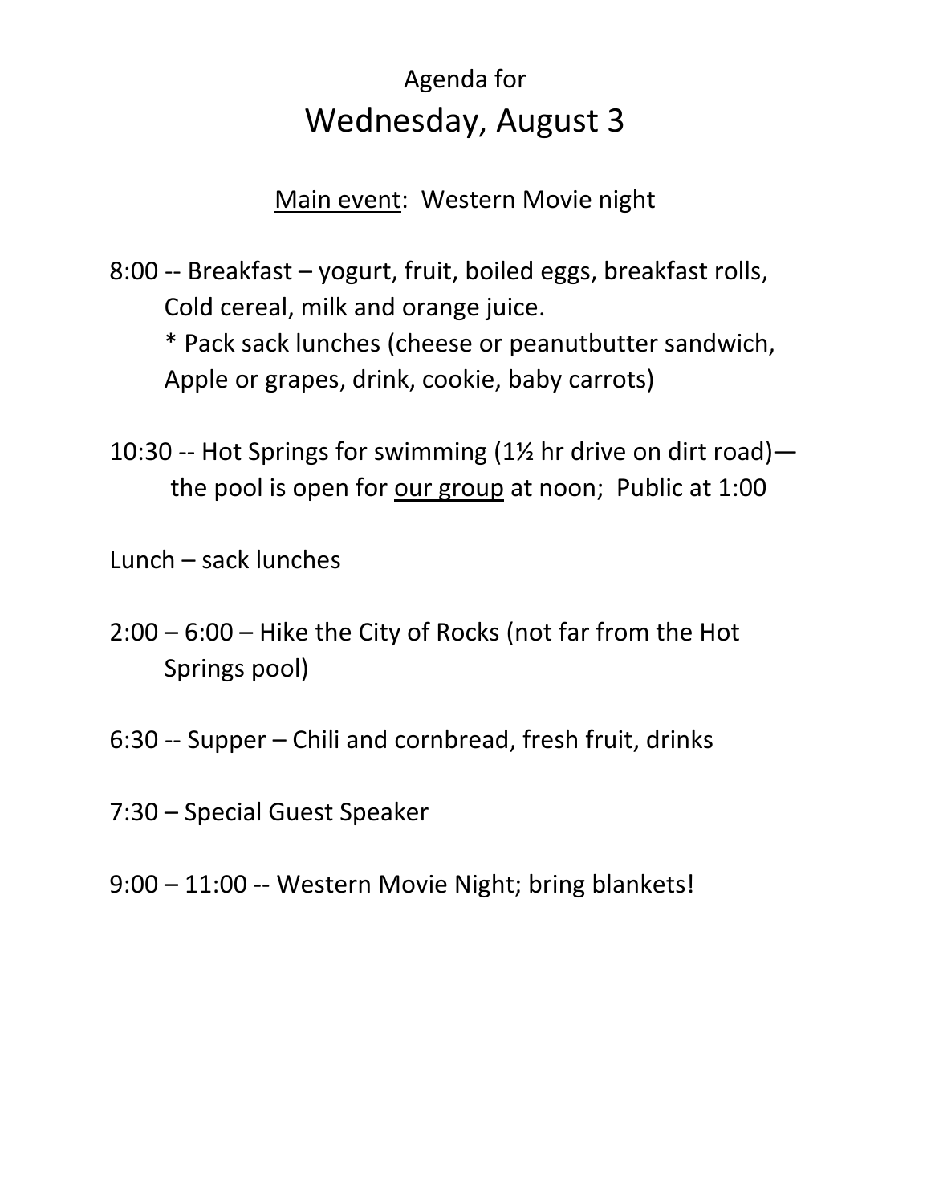Agenda for

# Wednesday, August 3

<u>Main event</u>: Western Movie night

8:00 -- Breakfast – yogurt, fruit, boiled eggs, breakfast rolls, Cold cereal, milk and orange juice.
* Pack sack lunches (cheese or peanutbutter sandwich, Apple or grapes, drink, cookie, baby carrots)

10:30 -- Hot Springs for swimming (1½ hr drive on dirt road)— the pool is open for <u>our group</u> at noon; Public at 1:00

Lunch – sack lunches

2:00 – 6:00 – Hike the City of Rocks (not far from the Hot Springs pool)

6:30 -- Supper – Chili and cornbread, fresh fruit, drinks

7:30 – Special Guest Speaker

9:00 – 11:00 -- Western Movie Night; bring blankets!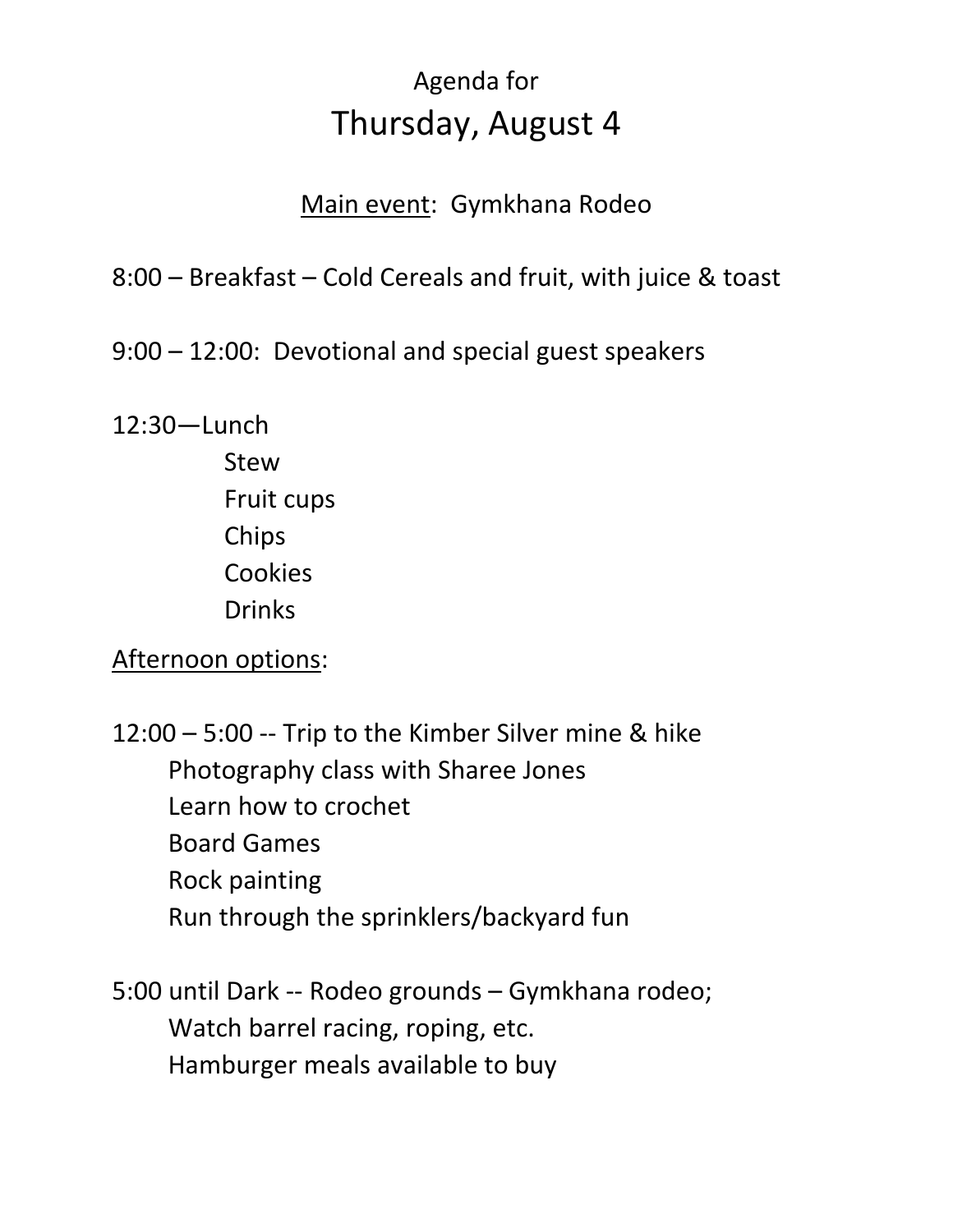Agenda for

# Thursday, August 4

Main event: Gymkhana Rodeo

8:00 – Breakfast – Cold Cereals and fruit, with juice & toast

9:00 – 12:00: Devotional and special guest speakers

12:30—Lunch

- Stew
- Fruit cups
- Chips
- Cookies
- Drinks

Afternoon options:

12:00 – 5:00 -- Trip to the Kimber Silver mine & hike

- Photography class with Sharee Jones
- Learn how to crochet
- Board Games
- Rock painting
- Run through the sprinklers/backyard fun

5:00 until Dark -- Rodeo grounds – Gymkhana rodeo;

- Watch barrel racing, roping, etc.
- Hamburger meals available to buy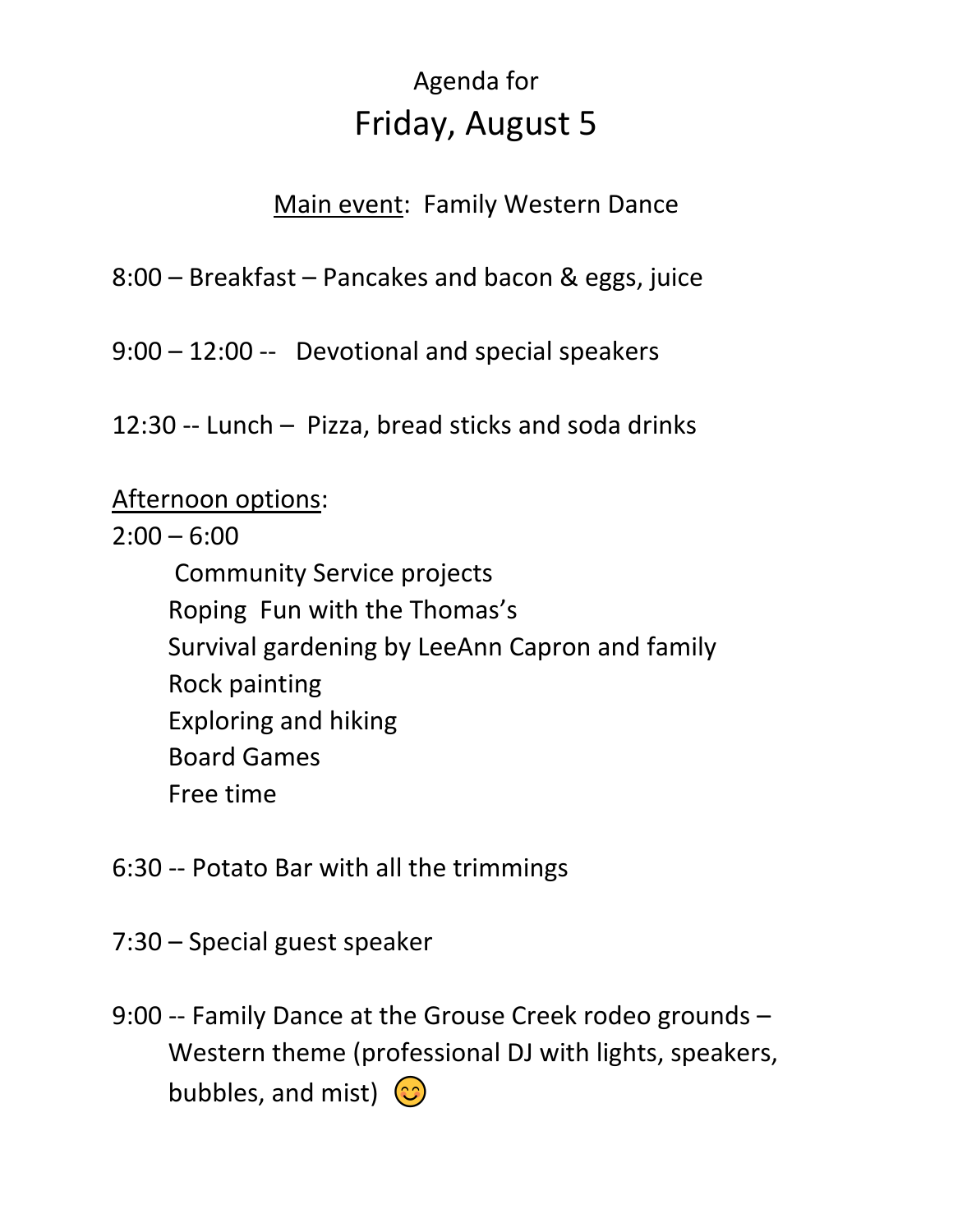# Agenda for
# Friday, August 5

Main event: Family Western Dance

8:00 – Breakfast – Pancakes and bacon & eggs, juice

9:00 – 12:00 -- Devotional and special speakers

12:30 -- Lunch – Pizza, bread sticks and soda drinks

Afternoon options:
2:00 – 6:00
- Community Service projects
- Roping Fun with the Thomas's
- Survival gardening by LeeAnn Capron and family
- Rock painting
- Exploring and hiking
- Board Games
- Free time

6:30 -- Potato Bar with all the trimmings

7:30 – Special guest speaker

9:00 -- Family Dance at the Grouse Creek rodeo grounds – Western theme (professional DJ with lights, speakers, bubbles, and mist) 😊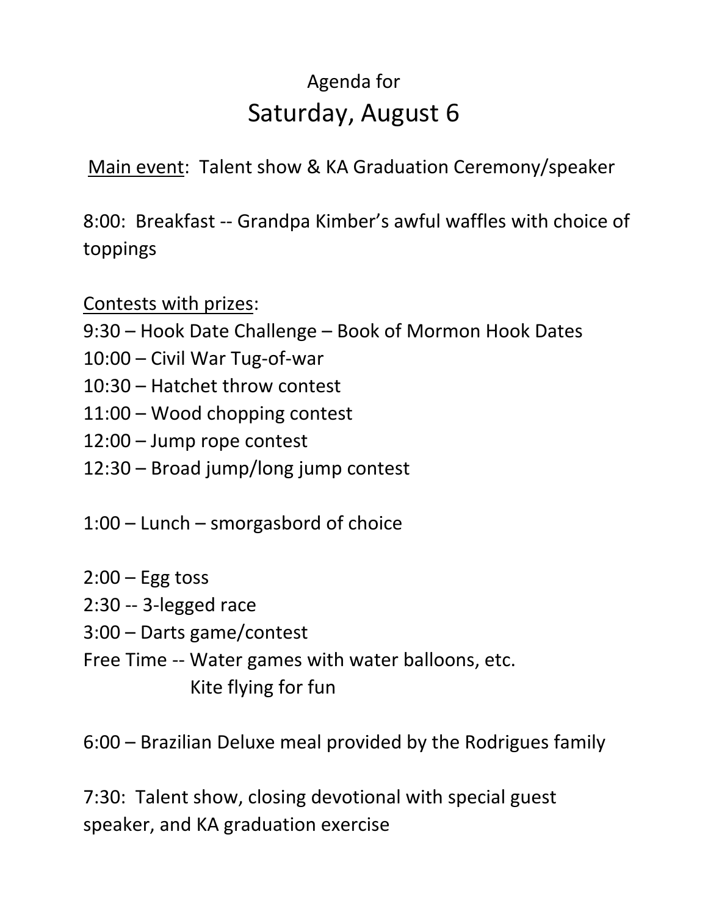Agenda for

# Saturday, August 6

<u>Main event</u>: Talent show & KA Graduation Ceremony/speaker

8:00: Breakfast -- Grandpa Kimber's awful waffles with choice of toppings

<u>Contests with prizes</u>:

9:30 – Hook Date Challenge – Book of Mormon Hook Dates
10:00 – Civil War Tug-of-war
10:30 – Hatchet throw contest
11:00 – Wood chopping contest
12:00 – Jump rope contest
12:30 – Broad jump/long jump contest

1:00 – Lunch – smorgasbord of choice

2:00 – Egg toss
2:30 -- 3-legged race
3:00 – Darts game/contest
Free Time -- Water games with water balloons, etc.
Kite flying for fun

6:00 – Brazilian Deluxe meal provided by the Rodrigues family

7:30: Talent show, closing devotional with special guest speaker, and KA graduation exercise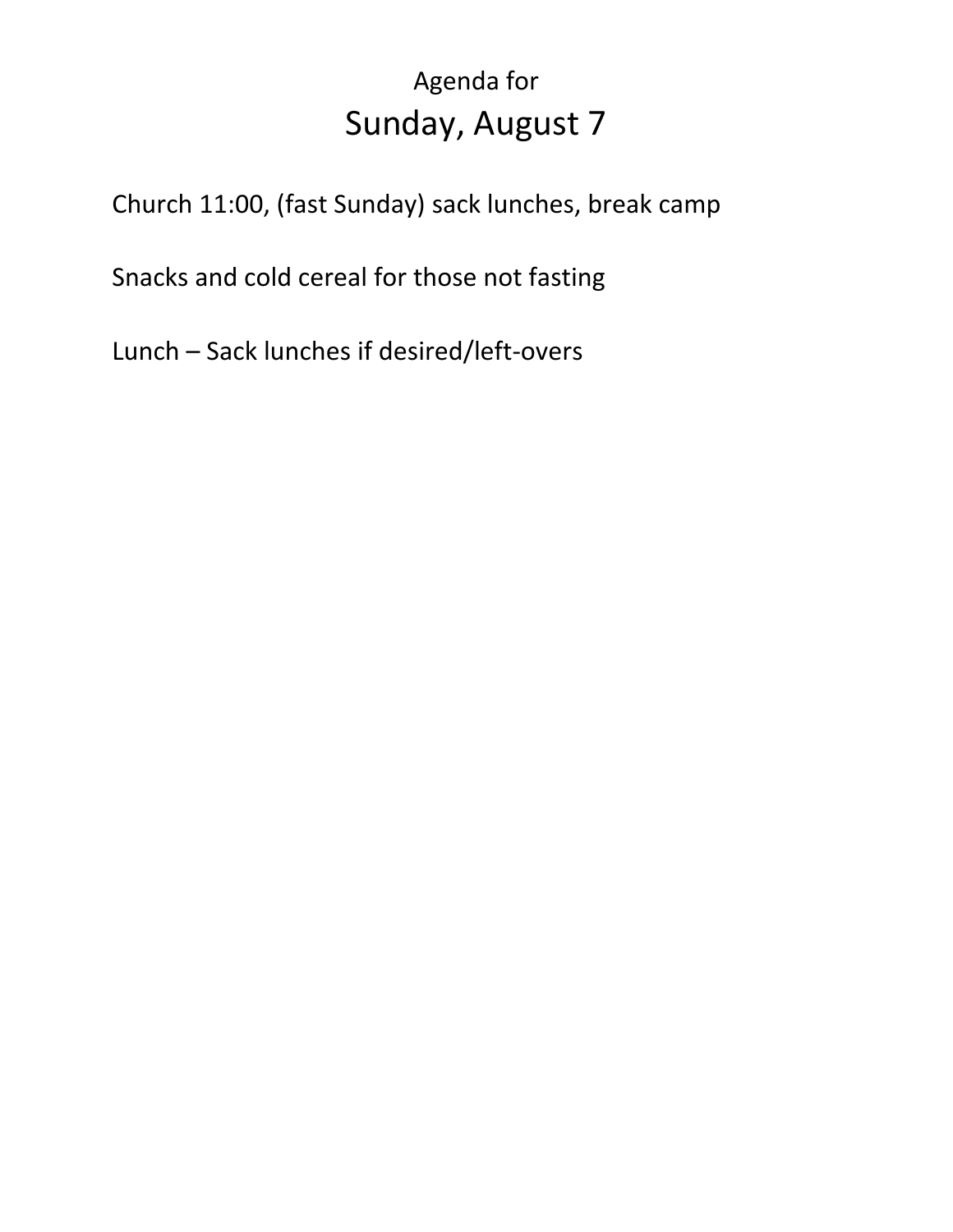Agenda for

# Sunday, August 7

Church 11:00, (fast Sunday) sack lunches, break camp

Snacks and cold cereal for those not fasting

Lunch – Sack lunches if desired/left-overs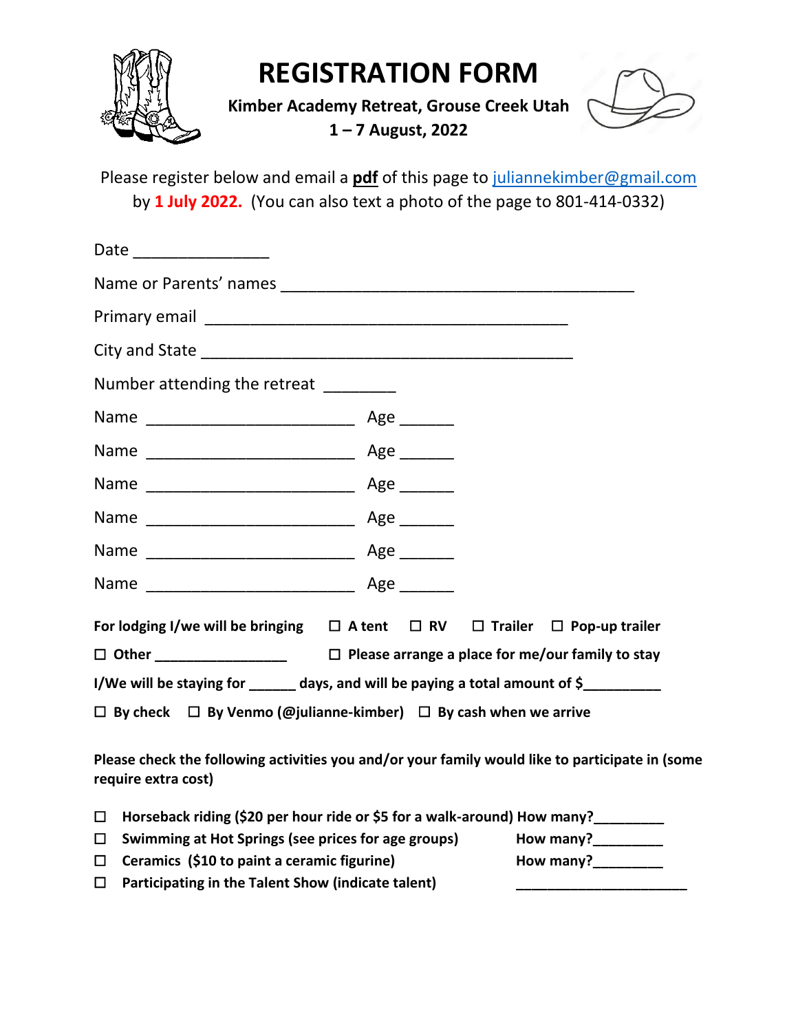# REGISTRATION FORM

**Kimber Academy Retreat, Grouse Creek Utah**
**1 – 7 August, 2022**

Please register below and email a **pdf** of this page to juliannekimber@gmail.com by **1 July 2022.** (You can also text a photo of the page to 801-414-0332)

Date _______________

Name or Parents' names _______________________________________

Primary email ________________________________________

City and State _________________________________________

Number attending the retreat ________

Name _______________________ Age ______

Name _______________________ Age ______

Name _______________________ Age ______

Name _______________________ Age ______

Name _______________________ Age ______

Name _______________________ Age ______

**For lodging I/we will be bringing** ☐ **A tent** ☐ **RV** ☐ **Trailer** ☐ **Pop-up trailer**

☐ **Other _______________** ☐ **Please arrange a place for me/our family to stay**

**I/We will be staying for ______ days, and will be paying a total amount of $__________**

☐ **By check** ☐ **By Venmo (@julianne-kimber)** ☐ **By cash when we arrive**

**Please check the following activities you and/or your family would like to participate in (some require extra cost)**

- ☐ **Horseback riding ($20 per hour ride or $5 for a walk-around) How many?_________**
- ☐ **Swimming at Hot Springs (see prices for age groups) How many?_________**
- ☐ **Ceramics ($10 to paint a ceramic figurine) How many?_________**
- ☐ **Participating in the Talent Show (indicate talent) ______________________**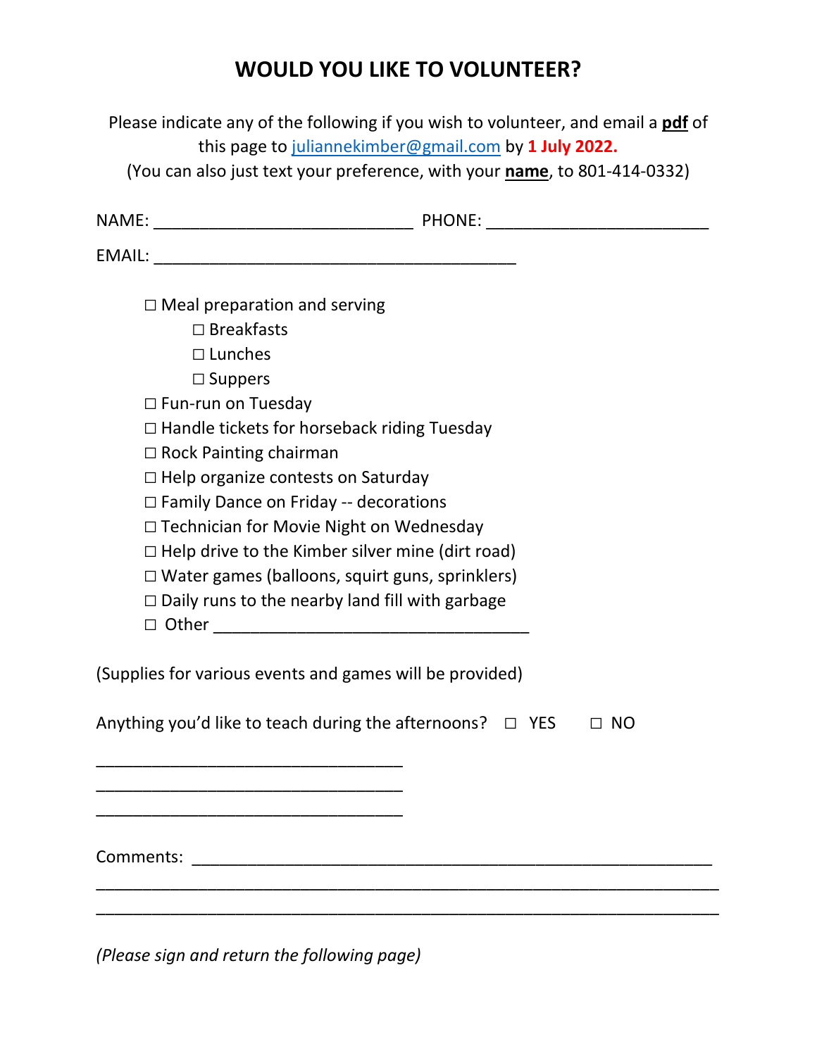# WOULD YOU LIKE TO VOLUNTEER?

Please indicate any of the following if you wish to volunteer, and email a **pdf** of this page to juliannekimber@gmail.com by **1 July 2022.**
(You can also just text your preference, with your **name**, to 801-414-0332)

NAME: ___________________________ PHONE: _______________________

EMAIL: ______________________________________

- ☐ Meal preparation and serving
  - ☐ Breakfasts
  - ☐ Lunches
  - ☐ Suppers
- ☐ Fun-run on Tuesday
- ☐ Handle tickets for horseback riding Tuesday
- ☐ Rock Painting chairman
- ☐ Help organize contests on Saturday
- ☐ Family Dance on Friday -- decorations
- ☐ Technician for Movie Night on Wednesday
- ☐ Help drive to the Kimber silver mine (dirt road)
- ☐ Water games (balloons, squirt guns, sprinklers)
- ☐ Daily runs to the nearby land fill with garbage
- ☐ Other _________________________________

(Supplies for various events and games will be provided)

Anything you'd like to teach during the afternoons? ☐ YES ☐ NO

________________________________
________________________________
________________________________

Comments: _______________________________________________________
_________________________________________________________________
_________________________________________________________________

*(Please sign and return the following page)*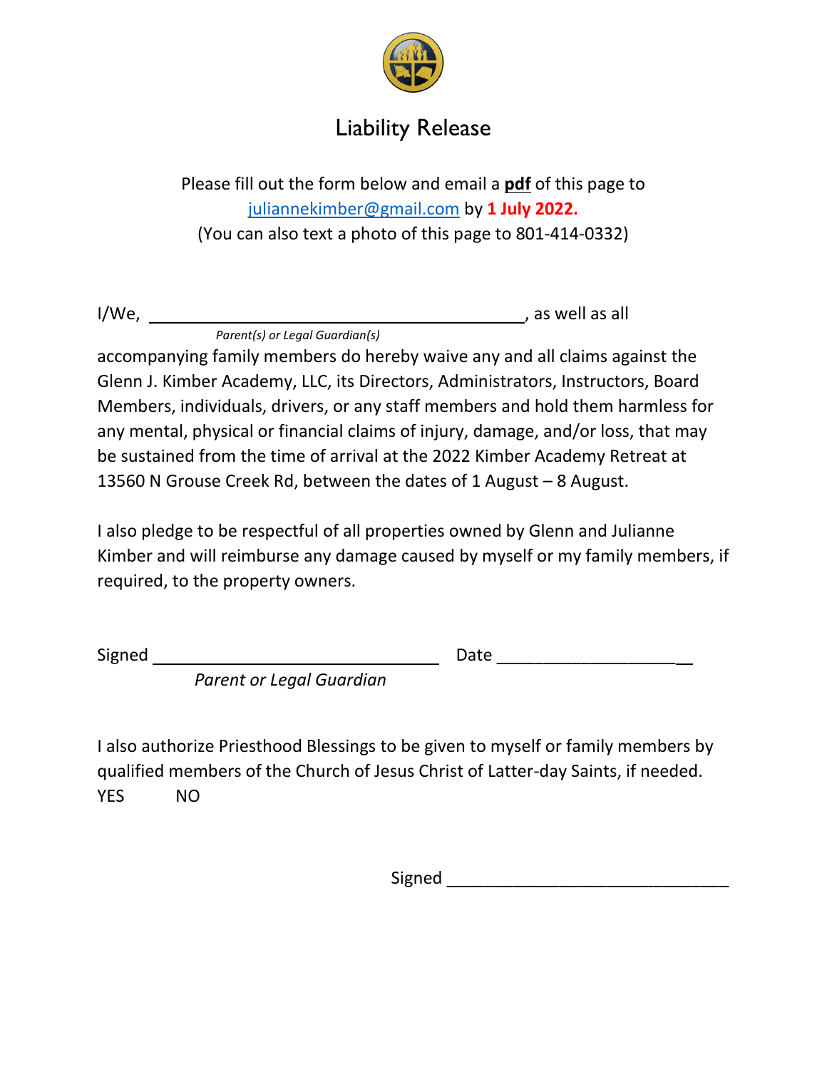# Liability Release

Please fill out the form below and email a **pdf** of this page to juliannekimber@gmail.com by **1 July 2022.**
(You can also text a photo of this page to 801-414-0332)

I/We, ________________________________________, as well as all
*Parent(s) or Legal Guardian(s)*

accompanying family members do hereby waive any and all claims against the Glenn J. Kimber Academy, LLC, its Directors, Administrators, Instructors, Board Members, individuals, drivers, or any staff members and hold them harmless for any mental, physical or financial claims of injury, damage, and/or loss, that may be sustained from the time of arrival at the 2022 Kimber Academy Retreat at 13560 N Grouse Creek Rd, between the dates of 1 August – 8 August.

I also pledge to be respectful of all properties owned by Glenn and Julianne Kimber and will reimburse any damage caused by myself or my family members, if required, to the property owners.

Signed ______________________________ Date ____________________
*Parent or Legal Guardian*

I also authorize Priesthood Blessings to be given to myself or family members by qualified members of the Church of Jesus Christ of Latter-day Saints, if needed.
YES NO

Signed ______________________________